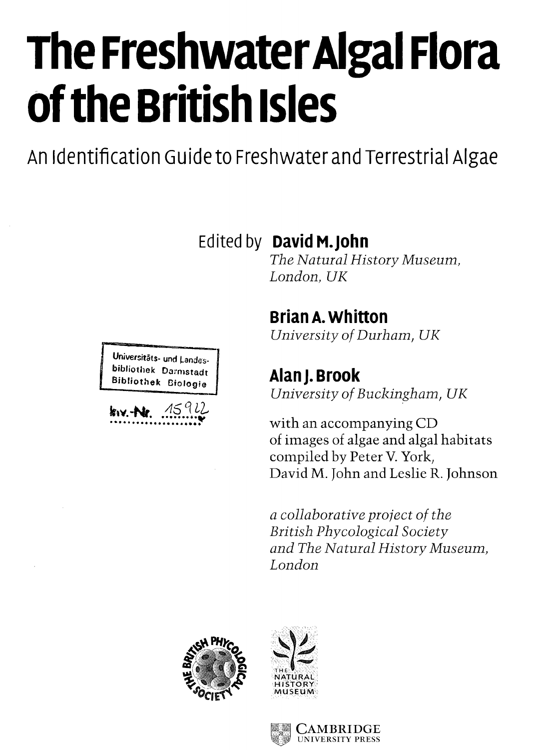# The Freshwater Algal Flora of the British Isles

## An Identification Guide to Freshwater and Terrestrial Algae

Edited by **David M. John**
*The Natural History Museum, London, UK*

**Brian A. Whitton**
*University of Durham, UK*

**Alan J. Brook**
*University of Buckingham, UK*

Universitäts- und Landesbibliothek Darmstadt
Bibliothek Biologie

Inv.-Nr. 15922

with an accompanying CD of images of algae and algal habitats compiled by Peter V. York, David M. John and Leslie R. Johnson

*a collaborative project of the British Phycological Society and The Natural History Museum, London*

THE BRITISH PHYCOLOGICAL SOCIETY

THE NATURAL HISTORY MUSEUM

CAMBRIDGE UNIVERSITY PRESS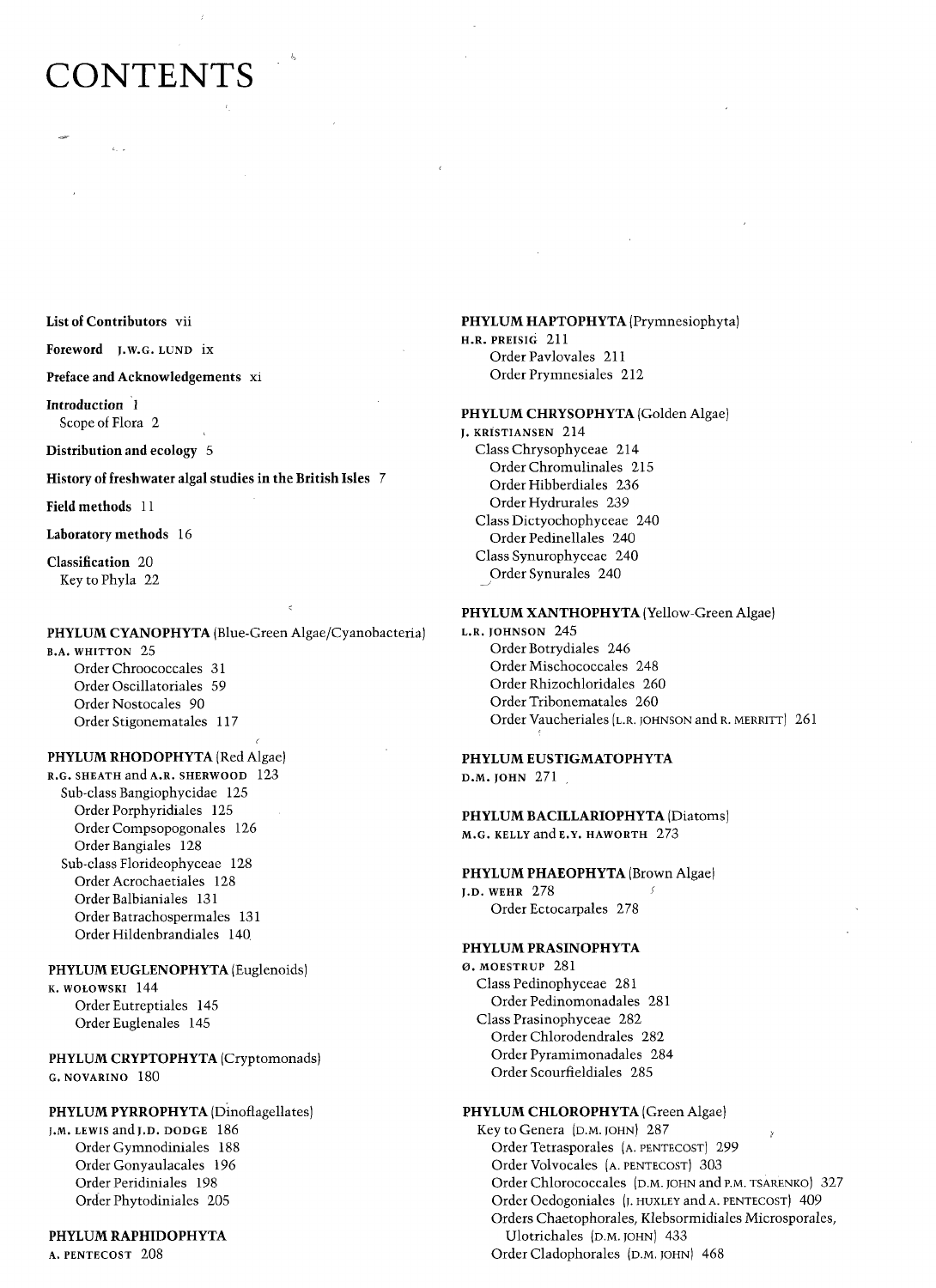# CONTENTS

**List of Contributors** vii

**Foreword** J.W.G. LUND ix

**Preface and Acknowledgements** xi

***Introduction*** 1
  Scope of Flora 2

**Distribution and ecology** 5

**History of freshwater algal studies in the British Isles** 7

**Field methods** 11

**Laboratory methods** 16

**Classification** 20
  Key to Phyla 22

**PHYLUM CYANOPHYTA** (Blue-Green Algae/Cyanobacteria)
B.A. WHITTON 25
  Order Chroococcales 31
  Order Oscillatoriales 59
  Order Nostocales 90
  Order Stigonematales 117

**PHYLUM RHODOPHYTA** (Red Algae)
R.G. SHEATH and A.R. SHERWOOD 123
  Sub-class Bangiophycidae 125
    Order Porphyridiales 125
    Order Compsopogonales 126
    Order Bangiales 128
  Sub-class Florideophyceae 128
    Order Acrochaetiales 128
    Order Balbianiales 131
    Order Batrachospermales 131
    Order Hildenbrandiales 140

**PHYLUM EUGLENOPHYTA** (Euglenoids)
K. WOŁOWSKI 144
  Order Eutreptiales 145
  Order Euglenales 145

**PHYLUM CRYPTOPHYTA** (Cryptomonads)
G. NOVARINO 180

**PHYLUM PYRROPHYTA** (Dinoflagellates)
J.M. LEWIS and J.D. DODGE 186
  Order Gymnodiniales 188
  Order Gonyaulacales 196
  Order Peridiniales 198
  Order Phytodiniales 205

**PHYLUM RAPHIDOPHYTA**
A. PENTECOST 208

**PHYLUM HAPTOPHYTA** (Prymnesiophyta)
H.R. PREISIG 211
  Order Pavlovales 211
  Order Prymnesiales 212

**PHYLUM CHRYSOPHYTA** (Golden Algae)
J. KRISTIANSEN 214
  Class Chrysophyceae 214
    Order Chromulinales 215
    Order Hibberdiales 236
    Order Hydrurales 239
  Class Dictyochophyceae 240
    Order Pedinellales 240
  Class Synurophyceae 240
    Order Synurales 240

**PHYLUM XANTHOPHYTA** (Yellow-Green Algae)
L.R. JOHNSON 245
  Order Botrydiales 246
  Order Mischococcales 248
  Order Rhizochloridales 260
  Order Tribonematales 260
  Order Vaucheriales (L.R. JOHNSON and R. MERRITT) 261

**PHYLUM EUSTIGMATOPHYTA**
D.M. JOHN 271

**PHYLUM BACILLARIOPHYTA** (Diatoms)
M.G. KELLY and E.Y. HAWORTH 273

**PHYLUM PHAEOPHYTA** (Brown Algae)
J.D. WEHR 278
  Order Ectocarpales 278

**PHYLUM PRASINOPHYTA**
Ø. MOESTRUP 281
  Class Pedinophyceae 281
    Order Pedinomonadales 281
  Class Prasinophyceae 282
    Order Chlorodendrales 282
    Order Pyramimonadales 284
    Order Scourfieldiales 285

**PHYLUM CHLOROPHYTA** (Green Algae)
  Key to Genera (D.M. JOHN) 287
    Order Tetrasporales (A. PENTECOST) 299
    Order Volvocales (A. PENTECOST) 303
    Order Chlorococcales (D.M. JOHN and P.M. TSARENKO) 327
    Order Oedogoniales (J. HUXLEY and A. PENTECOST) 409
    Orders Chaetophorales, Klebsormidiales Microsporales, Ulotrichales (D.M. JOHN) 433
    Order Cladophorales (D.M. JOHN) 468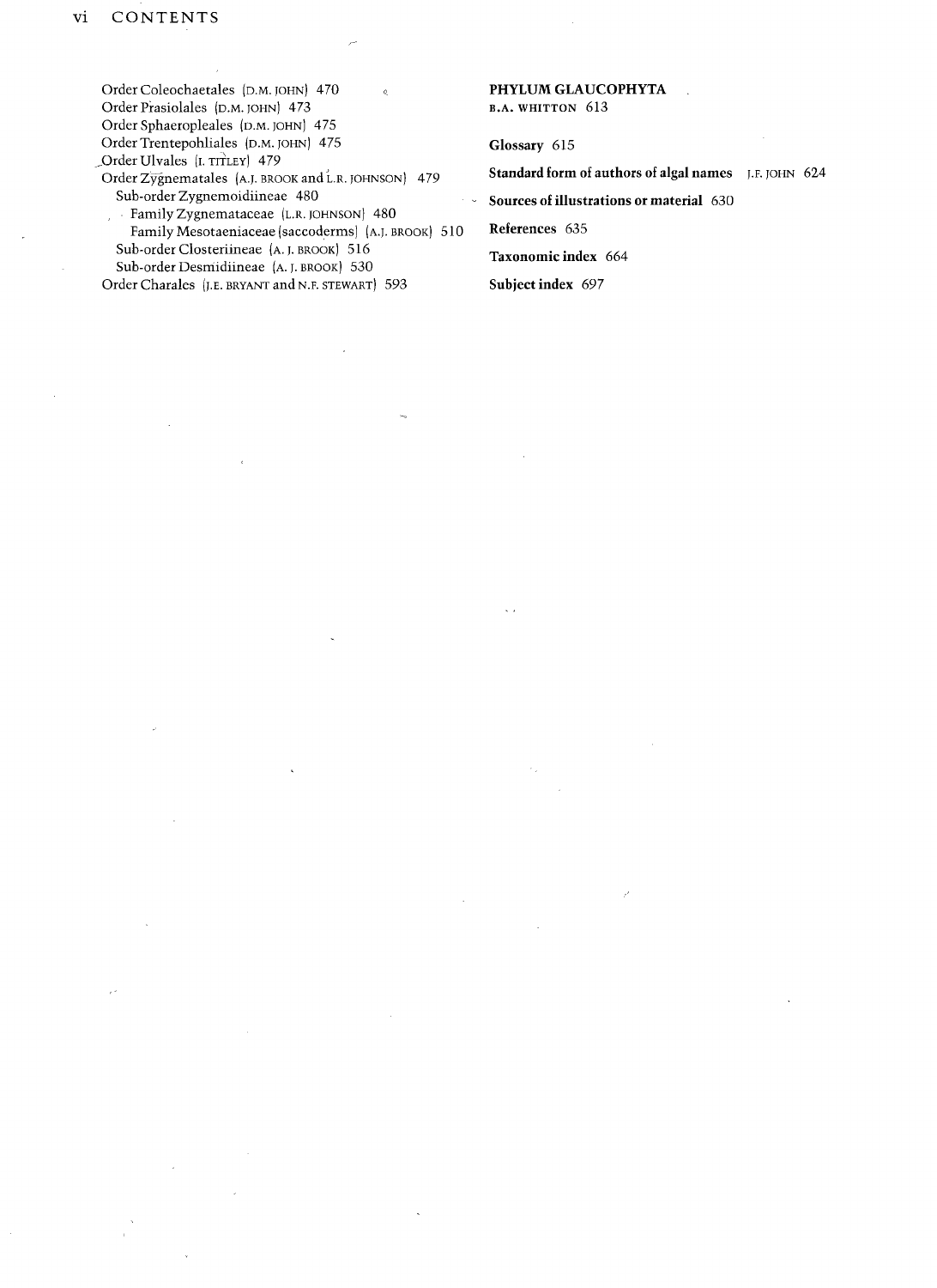Order Coleochaetales (D.M. JOHN) 470
Order Prasiolales (D.M. JOHN) 473
Order Sphaeropleales (D.M. JOHN) 475
Order Trentepohliales (D.M. JOHN) 475
Order Ulvales (I. TITLEY) 479
Order Zygnematales (A.J. BROOK and L.R. JOHNSON) 479
 Sub-order Zygnemoidiineae 480
  Family Zygnemataceae (L.R. JOHNSON) 480
  Family Mesotaeniaceae (saccoderms) (A.J. BROOK) 510
 Sub-order Closteriineae (A. J. BROOK) 516
 Sub-order Desmidiineae (A. J. BROOK) 530
Order Charales (J.E. BRYANT and N.F. STEWART) 593

**PHYLUM GLAUCOPHYTA**
B.A. WHITTON 613

**Glossary** 615

**Standard form of authors of algal names** J.F. JOHN 624

**Sources of illustrations or material** 630

**References** 635

**Taxonomic index** 664

**Subject index** 697